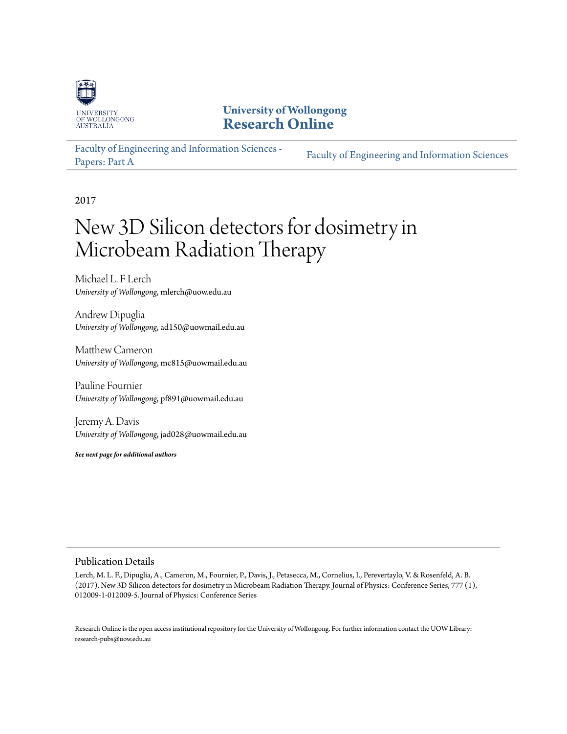University of Wollongong
Research Online

Faculty of Engineering and Information Sciences - Papers: Part A

Faculty of Engineering and Information Sciences

2017

# New 3D Silicon detectors for dosimetry in Microbeam Radiation Therapy

Michael L. F Lerch
*University of Wollongong*, mlerch@uow.edu.au

Andrew Dipuglia
*University of Wollongong*, ad150@uowmail.edu.au

Matthew Cameron
*University of Wollongong*, mc815@uowmail.edu.au

Pauline Fournier
*University of Wollongong*, pf891@uowmail.edu.au

Jeremy A. Davis
*University of Wollongong*, jad028@uowmail.edu.au

***See next page for additional authors***

## Publication Details

Lerch, M. L. F., Dipuglia, A., Cameron, M., Fournier, P., Davis, J., Petasecca, M., Cornelius, I., Perevertaylo, V. & Rosenfeld, A. B. (2017). New 3D Silicon detectors for dosimetry in Microbeam Radiation Therapy. Journal of Physics: Conference Series, 777 (1), 012009-1-012009-5. Journal of Physics: Conference Series

Research Online is the open access institutional repository for the University of Wollongong. For further information contact the UOW Library: research-pubs@uow.edu.au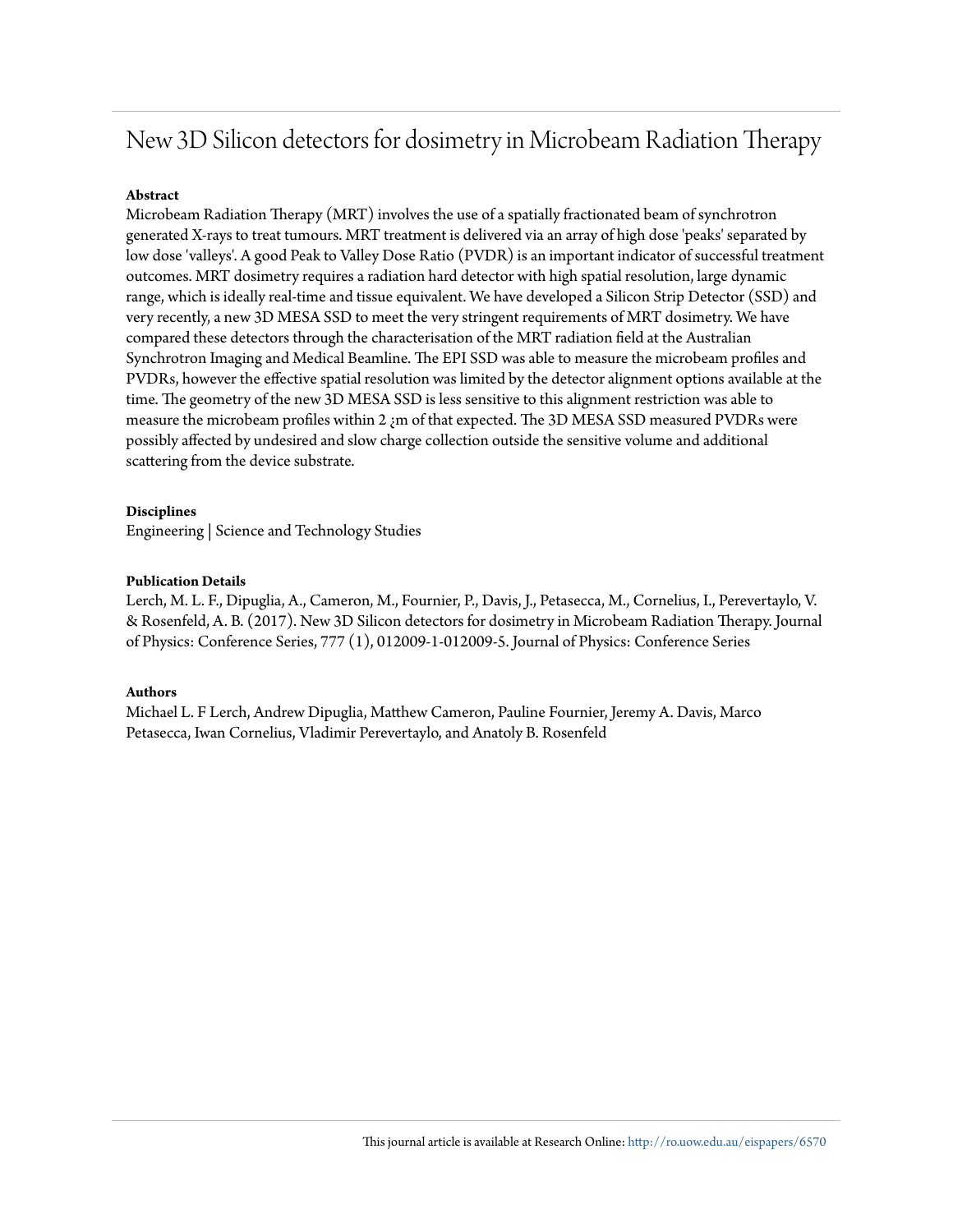# New 3D Silicon detectors for dosimetry in Microbeam Radiation Therapy

**Abstract**

Microbeam Radiation Therapy (MRT) involves the use of a spatially fractionated beam of synchrotron generated X-rays to treat tumours. MRT treatment is delivered via an array of high dose 'peaks' separated by low dose 'valleys'. A good Peak to Valley Dose Ratio (PVDR) is an important indicator of successful treatment outcomes. MRT dosimetry requires a radiation hard detector with high spatial resolution, large dynamic range, which is ideally real-time and tissue equivalent. We have developed a Silicon Strip Detector (SSD) and very recently, a new 3D MESA SSD to meet the very stringent requirements of MRT dosimetry. We have compared these detectors through the characterisation of the MRT radiation field at the Australian Synchrotron Imaging and Medical Beamline. The EPI SSD was able to measure the microbeam profiles and PVDRs, however the effective spatial resolution was limited by the detector alignment options available at the time. The geometry of the new 3D MESA SSD is less sensitive to this alignment restriction was able to measure the microbeam profiles within 2 ¿m of that expected. The 3D MESA SSD measured PVDRs were possibly affected by undesired and slow charge collection outside the sensitive volume and additional scattering from the device substrate.

**Disciplines**

Engineering | Science and Technology Studies

**Publication Details**

Lerch, M. L. F., Dipuglia, A., Cameron, M., Fournier, P., Davis, J., Petasecca, M., Cornelius, I., Perevertaylo, V. & Rosenfeld, A. B. (2017). New 3D Silicon detectors for dosimetry in Microbeam Radiation Therapy. Journal of Physics: Conference Series, 777 (1), 012009-1-012009-5. Journal of Physics: Conference Series

**Authors**

Michael L. F Lerch, Andrew Dipuglia, Matthew Cameron, Pauline Fournier, Jeremy A. Davis, Marco Petasecca, Iwan Cornelius, Vladimir Perevertaylo, and Anatoly B. Rosenfeld

This journal article is available at Research Online: http://ro.uow.edu.au/eispapers/6570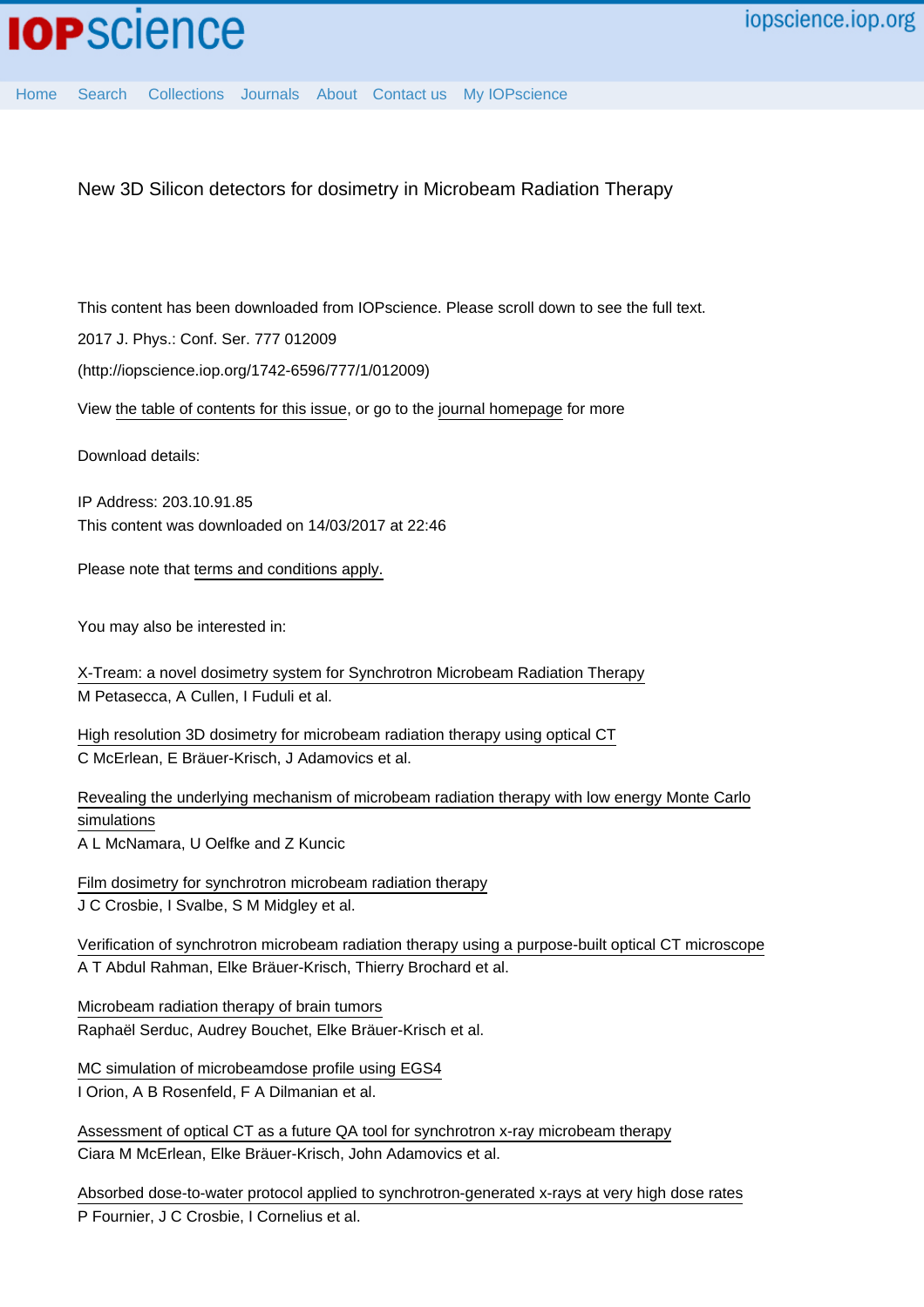IOPscience

iopscience.iop.org

Home Search Collections Journals About Contact us My IOPscience

# New 3D Silicon detectors for dosimetry in Microbeam Radiation Therapy

This content has been downloaded from IOPscience. Please scroll down to see the full text.

2017 J. Phys.: Conf. Ser. 777 012009

(http://iopscience.iop.org/1742-6596/777/1/012009)

View the table of contents for this issue, or go to the journal homepage for more

Download details:

IP Address: 203.10.91.85

This content was downloaded on 14/03/2017 at 22:46

Please note that terms and conditions apply.

You may also be interested in:

X-Tream: a novel dosimetry system for Synchrotron Microbeam Radiation Therapy
M Petasecca, A Cullen, I Fuduli et al.

High resolution 3D dosimetry for microbeam radiation therapy using optical CT
C McErlean, E Bräuer-Krisch, J Adamovics et al.

Revealing the underlying mechanism of microbeam radiation therapy with low energy Monte Carlo simulations
A L McNamara, U Oelfke and Z Kuncic

Film dosimetry for synchrotron microbeam radiation therapy
J C Crosbie, I Svalbe, S M Midgley et al.

Verification of synchrotron microbeam radiation therapy using a purpose-built optical CT microscope
A T Abdul Rahman, Elke Bräuer-Krisch, Thierry Brochard et al.

Microbeam radiation therapy of brain tumors
Raphaël Serduc, Audrey Bouchet, Elke Bräuer-Krisch et al.

MC simulation of microbeamdose profile using EGS4
I Orion, A B Rosenfeld, F A Dilmanian et al.

Assessment of optical CT as a future QA tool for synchrotron x-ray microbeam therapy
Ciara M McErlean, Elke Bräuer-Krisch, John Adamovics et al.

Absorbed dose-to-water protocol applied to synchrotron-generated x-rays at very high dose rates
P Fournier, J C Crosbie, I Cornelius et al.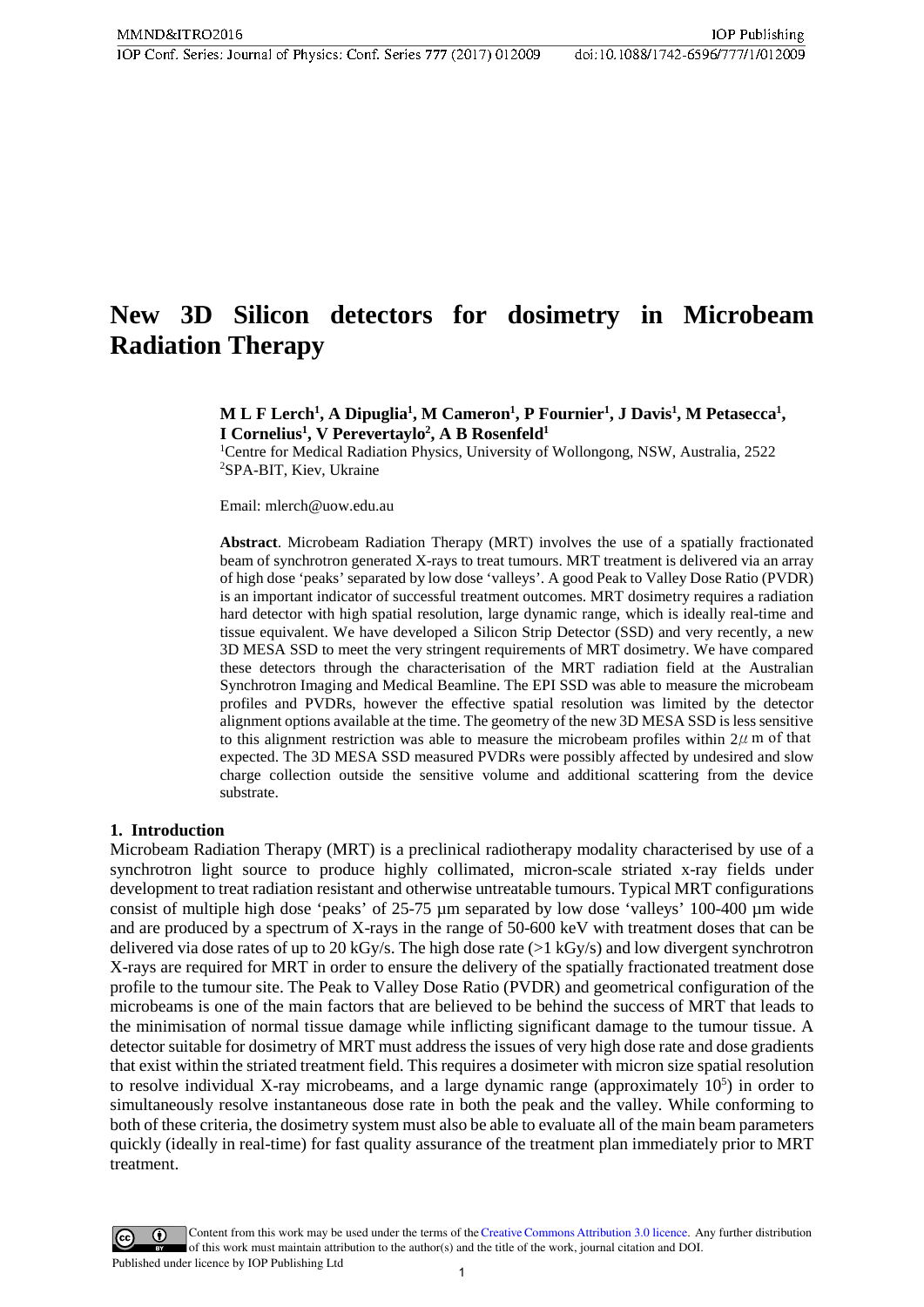# New 3D Silicon detectors for dosimetry in Microbeam Radiation Therapy

**M L F Lerch[1], A Dipuglia[1], M Cameron[1], P Fournier[1], J Davis[1], M Petasecca[1], I Cornelius[1], V Perevertaylo[2], A B Rosenfeld[1]**

[1]Centre for Medical Radiation Physics, University of Wollongong, NSW, Australia, 2522
[2]SPA-BIT, Kiev, Ukraine

Email: mlerch@uow.edu.au

**Abstract**. Microbeam Radiation Therapy (MRT) involves the use of a spatially fractionated beam of synchrotron generated X-rays to treat tumours. MRT treatment is delivered via an array of high dose 'peaks' separated by low dose 'valleys'. A good Peak to Valley Dose Ratio (PVDR) is an important indicator of successful treatment outcomes. MRT dosimetry requires a radiation hard detector with high spatial resolution, large dynamic range, which is ideally real-time and tissue equivalent. We have developed a Silicon Strip Detector (SSD) and very recently, a new 3D MESA SSD to meet the very stringent requirements of MRT dosimetry. We have compared these detectors through the characterisation of the MRT radiation field at the Australian Synchrotron Imaging and Medical Beamline. The EPI SSD was able to measure the microbeam profiles and PVDRs, however the effective spatial resolution was limited by the detector alignment options available at the time. The geometry of the new 3D MESA SSD is less sensitive to this alignment restriction was able to measure the microbeam profiles within 2$\mu$m of that expected. The 3D MESA SSD measured PVDRs were possibly affected by undesired and slow charge collection outside the sensitive volume and additional scattering from the device substrate.

## 1. Introduction

Microbeam Radiation Therapy (MRT) is a preclinical radiotherapy modality characterised by use of a synchrotron light source to produce highly collimated, micron-scale striated x-ray fields under development to treat radiation resistant and otherwise untreatable tumours. Typical MRT configurations consist of multiple high dose 'peaks' of 25-75 µm separated by low dose 'valleys' 100-400 µm wide and are produced by a spectrum of X-rays in the range of 50-600 keV with treatment doses that can be delivered via dose rates of up to 20 kGy/s. The high dose rate (>1 kGy/s) and low divergent synchrotron X-rays are required for MRT in order to ensure the delivery of the spatially fractionated treatment dose profile to the tumour site. The Peak to Valley Dose Ratio (PVDR) and geometrical configuration of the microbeams is one of the main factors that are believed to be behind the success of MRT that leads to the minimisation of normal tissue damage while inflicting significant damage to the tumour tissue. A detector suitable for dosimetry of MRT must address the issues of very high dose rate and dose gradients that exist within the striated treatment field. This requires a dosimeter with micron size spatial resolution to resolve individual X-ray microbeams, and a large dynamic range (approximately $10^5$) in order to simultaneously resolve instantaneous dose rate in both the peak and the valley. While conforming to both of these criteria, the dosimetry system must also be able to evaluate all of the main beam parameters quickly (ideally in real-time) for fast quality assurance of the treatment plan immediately prior to MRT treatment.

Content from this work may be used under the terms of the Creative Commons Attribution 3.0 licence. Any further distribution of this work must maintain attribution to the author(s) and the title of the work, journal citation and DOI.
Published under licence by IOP Publishing Ltd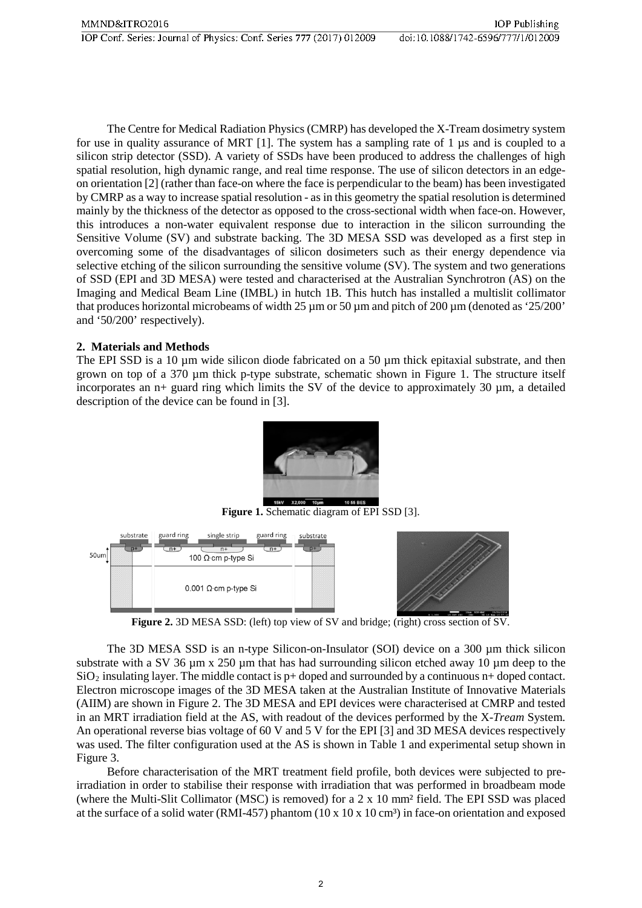The Centre for Medical Radiation Physics (CMRP) has developed the X-Tream dosimetry system for use in quality assurance of MRT [1]. The system has a sampling rate of 1 µs and is coupled to a silicon strip detector (SSD). A variety of SSDs have been produced to address the challenges of high spatial resolution, high dynamic range, and real time response. The use of silicon detectors in an edge-on orientation [2] (rather than face-on where the face is perpendicular to the beam) has been investigated by CMRP as a way to increase spatial resolution - as in this geometry the spatial resolution is determined mainly by the thickness of the detector as opposed to the cross-sectional width when face-on. However, this introduces a non-water equivalent response due to interaction in the silicon surrounding the Sensitive Volume (SV) and substrate backing. The 3D MESA SSD was developed as a first step in overcoming some of the disadvantages of silicon dosimeters such as their energy dependence via selective etching of the silicon surrounding the sensitive volume (SV). The system and two generations of SSD (EPI and 3D MESA) were tested and characterised at the Australian Synchrotron (AS) on the Imaging and Medical Beam Line (IMBL) in hutch 1B. This hutch has installed a multislit collimator that produces horizontal microbeams of width 25 µm or 50 µm and pitch of 200 µm (denoted as '25/200' and '50/200' respectively).

## 2. Materials and Methods

The EPI SSD is a 10 µm wide silicon diode fabricated on a 50 µm thick epitaxial substrate, and then grown on top of a 370 µm thick p-type substrate, schematic shown in Figure 1. The structure itself incorporates an n+ guard ring which limits the SV of the device to approximately 30 µm, a detailed description of the device can be found in [3].

**Figure 1.** Schematic diagram of EPI SSD [3].

**Figure 2.** 3D MESA SSD: (left) top view of SV and bridge; (right) cross section of SV.

The 3D MESA SSD is an n-type Silicon-on-Insulator (SOI) device on a 300 µm thick silicon substrate with a SV 36 µm x 250 µm that has had surrounding silicon etched away 10 µm deep to the $SiO_2$ insulating layer. The middle contact is p+ doped and surrounded by a continuous n+ doped contact. Electron microscope images of the 3D MESA taken at the Australian Institute of Innovative Materials (AIIM) are shown in Figure 2. The 3D MESA and EPI devices were characterised at CMRP and tested in an MRT irradiation field at the AS, with readout of the devices performed by the X-*Tream* System. An operational reverse bias voltage of 60 V and 5 V for the EPI [3] and 3D MESA devices respectively was used. The filter configuration used at the AS is shown in Table 1 and experimental setup shown in Figure 3.

Before characterisation of the MRT treatment field profile, both devices were subjected to pre-irradiation in order to stabilise their response with irradiation that was performed in broadbeam mode (where the Multi-Slit Collimator (MSC) is removed) for a 2 x 10 mm² field. The EPI SSD was placed at the surface of a solid water (RMI-457) phantom (10 x 10 x 10 cm³) in face-on orientation and exposed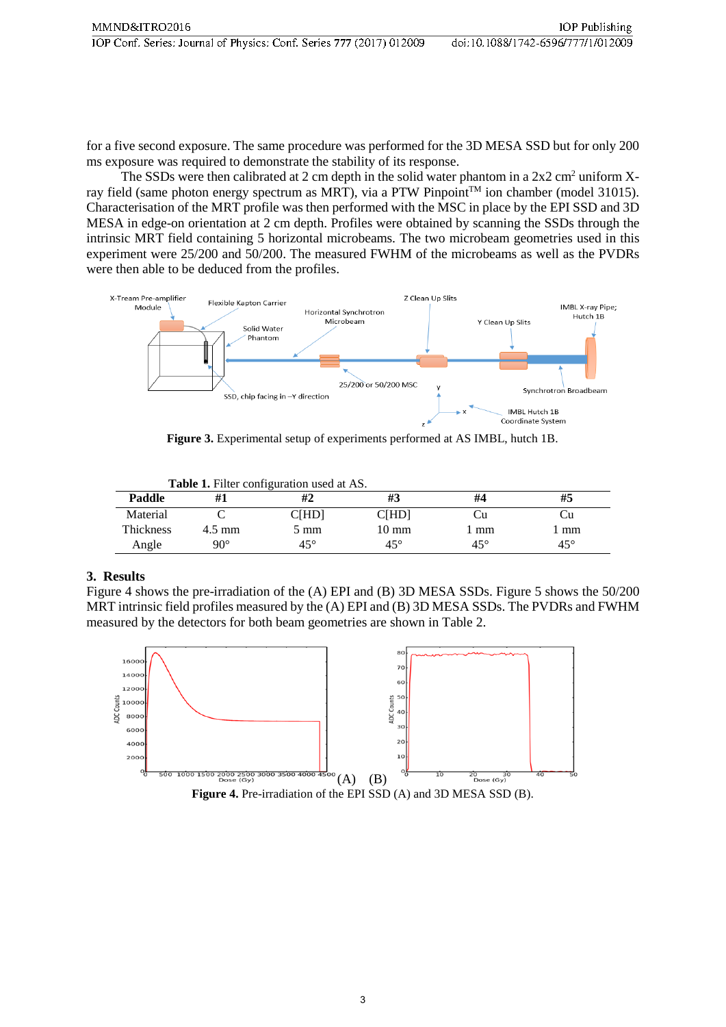for a five second exposure. The same procedure was performed for the 3D MESA SSD but for only 200 ms exposure was required to demonstrate the stability of its response.

The SSDs were then calibrated at 2 cm depth in the solid water phantom in a 2x2 $cm^2$ uniform X-ray field (same photon energy spectrum as MRT), via a PTW Pinpoint$^{TM}$ ion chamber (model 31015). Characterisation of the MRT profile was then performed with the MSC in place by the EPI SSD and 3D MESA in edge-on orientation at 2 cm depth. Profiles were obtained by scanning the SSDs through the intrinsic MRT field containing 5 horizontal microbeams. The two microbeam geometries used in this experiment were 25/200 and 50/200. The measured FWHM of the microbeams as well as the PVDRs were then able to be deduced from the profiles.

**Figure 3.** Experimental setup of experiments performed at AS IMBL, hutch 1B.

**Table 1.** Filter configuration used at AS.

| Paddle | #1 | #2 | #3 | #4 | #5 |
|---|---|---|---|---|---|
| Material | C | C[HD] | C[HD] | Cu | Cu |
| Thickness | 4.5 mm | 5 mm | 10 mm | 1 mm | 1 mm |
| Angle | 90° | 45° | 45° | 45° | 45° |

## 3. Results

Figure 4 shows the pre-irradiation of the (A) EPI and (B) 3D MESA SSDs. Figure 5 shows the 50/200 MRT intrinsic field profiles measured by the (A) EPI and (B) 3D MESA SSDs. The PVDRs and FWHM measured by the detectors for both beam geometries are shown in Table 2.

**Figure 4.** Pre-irradiation of the EPI SSD (A) and 3D MESA SSD (B).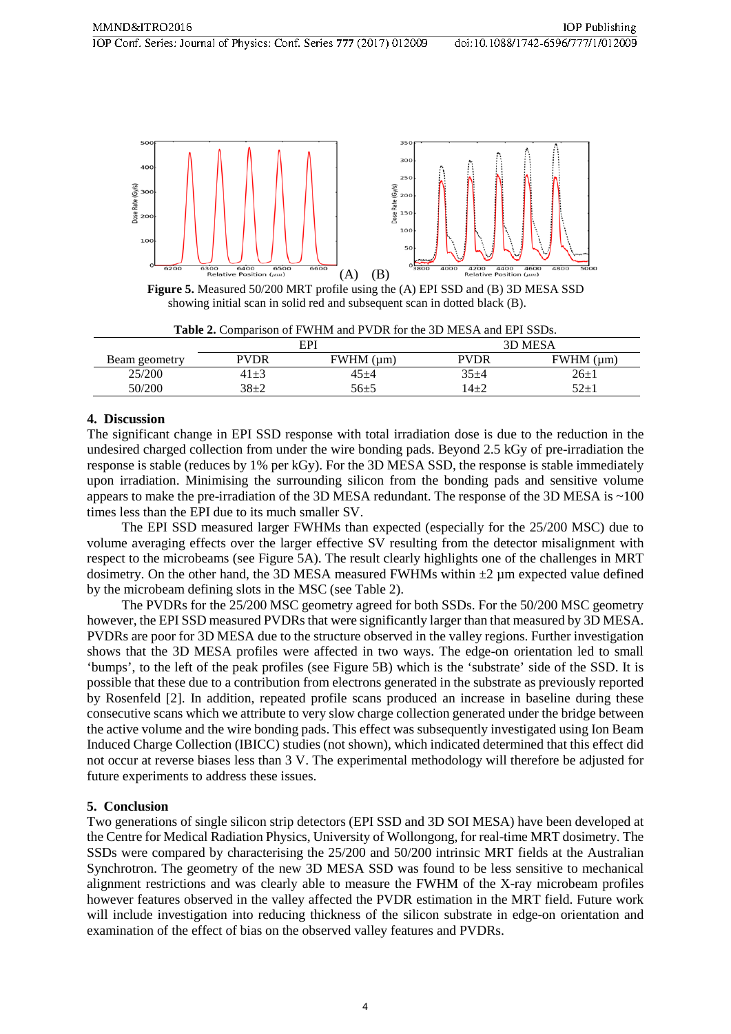**Figure 5.** Measured 50/200 MRT profile using the (A) EPI SSD and (B) 3D MESA SSD showing initial scan in solid red and subsequent scan in dotted black (B).

**Table 2.** Comparison of FWHM and PVDR for the 3D MESA and EPI SSDs.

| | EPI | | 3D MESA | |
|---|---|---|---|---|
| Beam geometry | PVDR | FWHM (µm) | PVDR | FWHM (µm) |
| 25/200 | 41±3 | 45±4 | 35±4 | 26±1 |
| 50/200 | 38±2 | 56±5 | 14±2 | 52±1 |

## 4. Discussion

The significant change in EPI SSD response with total irradiation dose is due to the reduction in the undesired charged collection from under the wire bonding pads. Beyond 2.5 kGy of pre-irradiation the response is stable (reduces by 1% per kGy). For the 3D MESA SSD, the response is stable immediately upon irradiation. Minimising the surrounding silicon from the bonding pads and sensitive volume appears to make the pre-irradiation of the 3D MESA redundant. The response of the 3D MESA is ~100 times less than the EPI due to its much smaller SV.

The EPI SSD measured larger FWHMs than expected (especially for the 25/200 MSC) due to volume averaging effects over the larger effective SV resulting from the detector misalignment with respect to the microbeams (see Figure 5A). The result clearly highlights one of the challenges in MRT dosimetry. On the other hand, the 3D MESA measured FWHMs within ±2 µm expected value defined by the microbeam defining slots in the MSC (see Table 2).

The PVDRs for the 25/200 MSC geometry agreed for both SSDs. For the 50/200 MSC geometry however, the EPI SSD measured PVDRs that were significantly larger than that measured by 3D MESA. PVDRs are poor for 3D MESA due to the structure observed in the valley regions. Further investigation shows that the 3D MESA profiles were affected in two ways. The edge-on orientation led to small 'bumps', to the left of the peak profiles (see Figure 5B) which is the 'substrate' side of the SSD. It is possible that these due to a contribution from electrons generated in the substrate as previously reported by Rosenfeld [2]. In addition, repeated profile scans produced an increase in baseline during these consecutive scans which we attribute to very slow charge collection generated under the bridge between the active volume and the wire bonding pads. This effect was subsequently investigated using Ion Beam Induced Charge Collection (IBICC) studies (not shown), which indicated determined that this effect did not occur at reverse biases less than 3 V. The experimental methodology will therefore be adjusted for future experiments to address these issues.

## 5. Conclusion

Two generations of single silicon strip detectors (EPI SSD and 3D SOI MESA) have been developed at the Centre for Medical Radiation Physics, University of Wollongong, for real-time MRT dosimetry. The SSDs were compared by characterising the 25/200 and 50/200 intrinsic MRT fields at the Australian Synchrotron. The geometry of the new 3D MESA SSD was found to be less sensitive to mechanical alignment restrictions and was clearly able to measure the FWHM of the X-ray microbeam profiles however features observed in the valley affected the PVDR estimation in the MRT field. Future work will include investigation into reducing thickness of the silicon substrate in edge-on orientation and examination of the effect of bias on the observed valley features and PVDRs.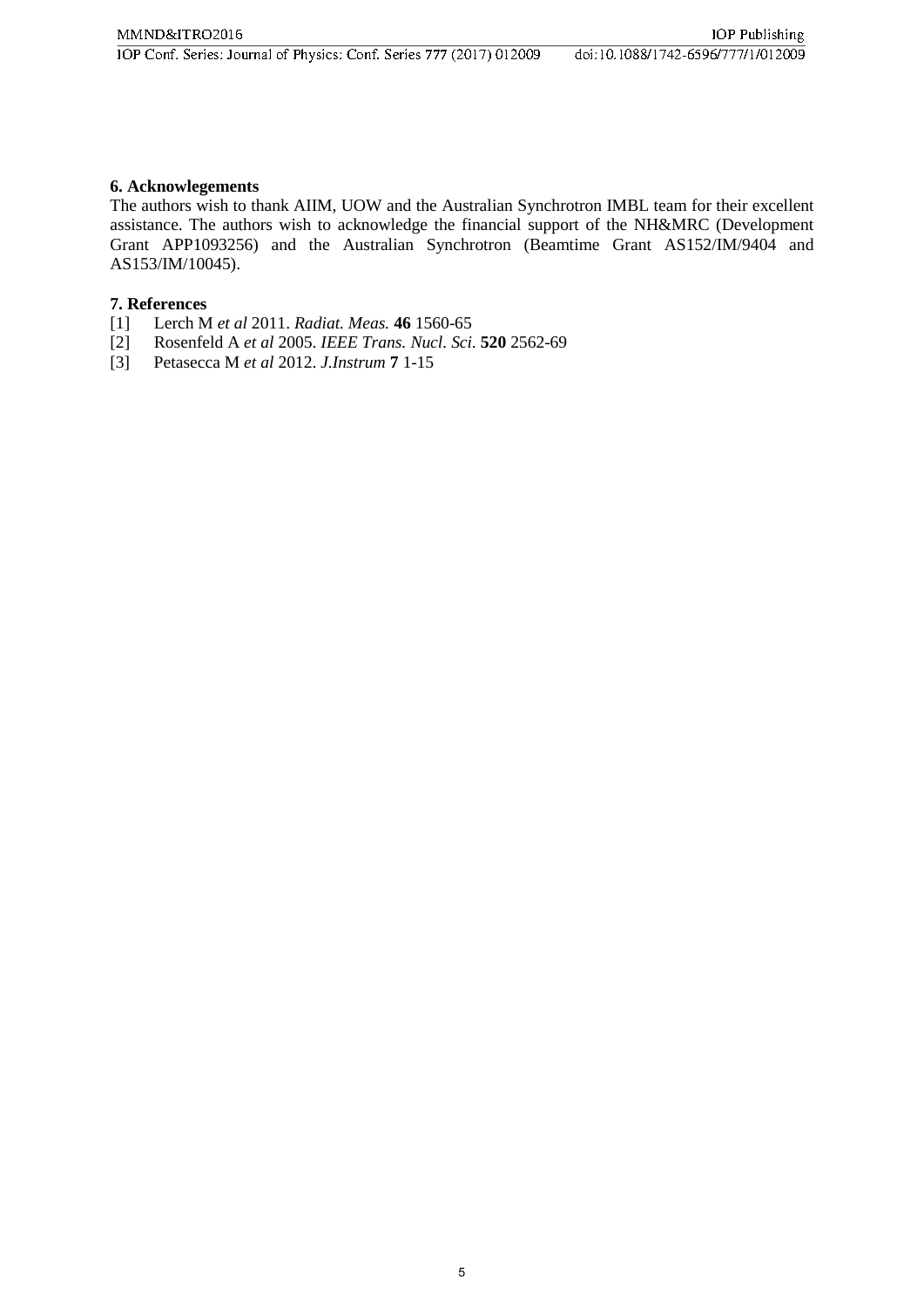## 6. Acknowlegements

The authors wish to thank AIIM, UOW and the Australian Synchrotron IMBL team for their excellent assistance. The authors wish to acknowledge the financial support of the NH&MRC (Development Grant APP1093256) and the Australian Synchrotron (Beamtime Grant AS152/IM/9404 and AS153/IM/10045).

## 7. References

[1] Lerch M *et al* 2011. *Radiat. Meas.* **46** 1560-65

[2] Rosenfeld A *et al* 2005. *IEEE Trans. Nucl. Sci.* **520** 2562-69

[3] Petasecca M *et al* 2012. *J.Instrum* **7** 1-15